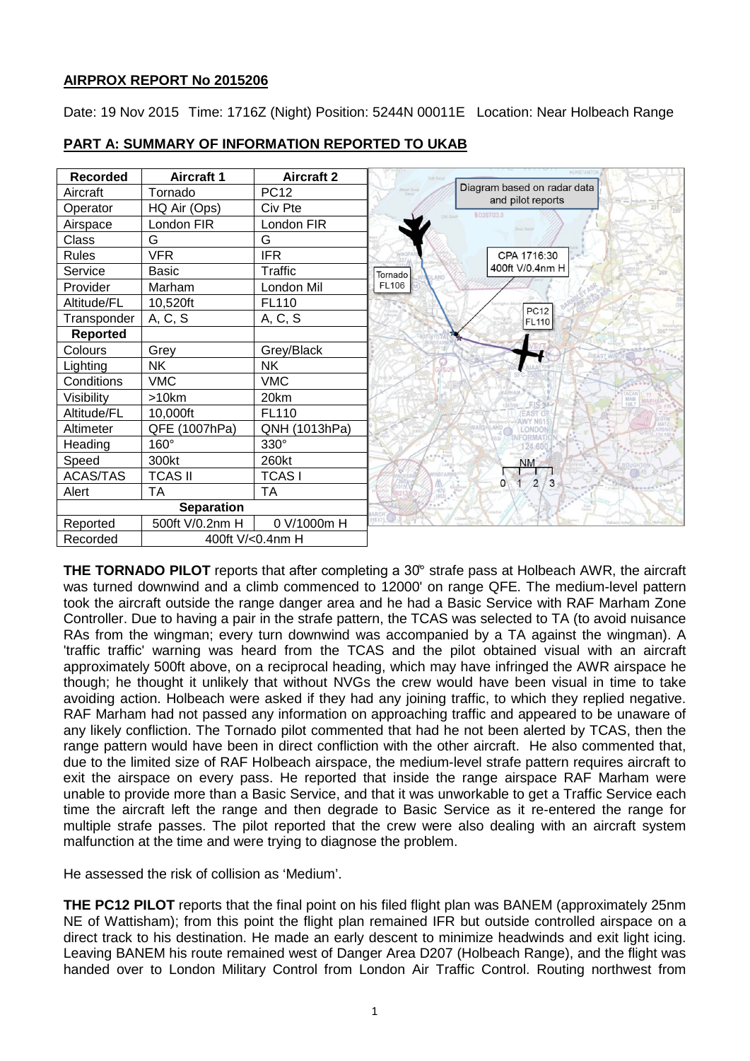**AIRPROX REPORT No 2015206**

Date: 19 Nov 2015 Time: 1716Z (Night) Position: 5244N 00011E Location: Near Holbeach Range

**PART A: SUMMARY OF INFORMATION REPORTED TO UKAB**

| Recorded | Aircraft 1 | Aircraft 2 |
|---|---|---|
| Aircraft | Tornado | PC12 |
| Operator | HQ Air (Ops) | Civ Pte |
| Airspace | London FIR | London FIR |
| Class | G | G |
| Rules | VFR | IFR |
| Service | Basic | Traffic |
| Provider | Marham | London Mil |
| Altitude/FL | 10,520ft | FL110 |
| Transponder | A, C, S | A, C, S |
| **Reported** | | |
| Colours | Grey | Grey/Black |
| Lighting | NK | NK |
| Conditions | VMC | VMC |
| Visibility | >10km | 20km |
| Altitude/FL | 10,000ft | FL110 |
| Altimeter | QFE (1007hPa) | QNH (1013hPa) |
| Heading | 160° | 330° |
| Speed | 300kt | 260kt |
| ACAS/TAS | TCAS II | TCAS I |
| Alert | TA | TA |
| **Separation** | | |
| Reported | 500ft V/0.2nm H | 0 V/1000m H |
| Recorded | 400ft V/<0.4nm H | |

Diagram based on radar data and pilot reports

CPA 1716:30
400ft V/0.4nm H

Tornado
FL106

PC12
FL110

NM
0 1 2 3

**THE TORNADO PILOT** reports that after completing a 30° strafe pass at Holbeach AWR, the aircraft was turned downwind and a climb commenced to 12000' on range QFE. The medium-level pattern took the aircraft outside the range danger area and he had a Basic Service with RAF Marham Zone Controller. Due to having a pair in the strafe pattern, the TCAS was selected to TA (to avoid nuisance RAs from the wingman; every turn downwind was accompanied by a TA against the wingman). A 'traffic traffic' warning was heard from the TCAS and the pilot obtained visual with an aircraft approximately 500ft above, on a reciprocal heading, which may have infringed the AWR airspace he though; he thought it unlikely that without NVGs the crew would have been visual in time to take avoiding action. Holbeach were asked if they had any joining traffic, to which they replied negative. RAF Marham had not passed any information on approaching traffic and appeared to be unaware of any likely confliction. The Tornado pilot commented that had he not been alerted by TCAS, then the range pattern would have been in direct confliction with the other aircraft. He also commented that, due to the limited size of RAF Holbeach airspace, the medium-level strafe pattern requires aircraft to exit the airspace on every pass. He reported that inside the range airspace RAF Marham were unable to provide more than a Basic Service, and that it was unworkable to get a Traffic Service each time the aircraft left the range and then degrade to Basic Service as it re-entered the range for multiple strafe passes. The pilot reported that the crew were also dealing with an aircraft system malfunction at the time and were trying to diagnose the problem.

He assessed the risk of collision as 'Medium'.

**THE PC12 PILOT** reports that the final point on his filed flight plan was BANEM (approximately 25nm NE of Wattisham); from this point the flight plan remained IFR but outside controlled airspace on a direct track to his destination. He made an early descent to minimize headwinds and exit light icing. Leaving BANEM his route remained west of Danger Area D207 (Holbeach Range), and the flight was handed over to London Military Control from London Air Traffic Control. Routing northwest from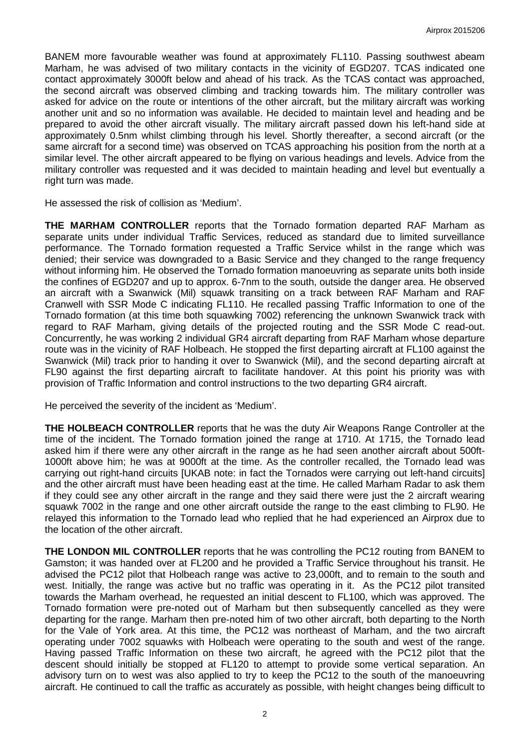BANEM more favourable weather was found at approximately FL110. Passing southwest abeam Marham, he was advised of two military contacts in the vicinity of EGD207. TCAS indicated one contact approximately 3000ft below and ahead of his track. As the TCAS contact was approached, the second aircraft was observed climbing and tracking towards him. The military controller was asked for advice on the route or intentions of the other aircraft, but the military aircraft was working another unit and so no information was available. He decided to maintain level and heading and be prepared to avoid the other aircraft visually. The military aircraft passed down his left-hand side at approximately 0.5nm whilst climbing through his level. Shortly thereafter, a second aircraft (or the same aircraft for a second time) was observed on TCAS approaching his position from the north at a similar level. The other aircraft appeared to be flying on various headings and levels. Advice from the military controller was requested and it was decided to maintain heading and level but eventually a right turn was made.

He assessed the risk of collision as 'Medium'.

**THE MARHAM CONTROLLER** reports that the Tornado formation departed RAF Marham as separate units under individual Traffic Services, reduced as standard due to limited surveillance performance. The Tornado formation requested a Traffic Service whilst in the range which was denied; their service was downgraded to a Basic Service and they changed to the range frequency without informing him. He observed the Tornado formation manoeuvring as separate units both inside the confines of EGD207 and up to approx. 6-7nm to the south, outside the danger area. He observed an aircraft with a Swanwick (Mil) squawk transiting on a track between RAF Marham and RAF Cranwell with SSR Mode C indicating FL110. He recalled passing Traffic Information to one of the Tornado formation (at this time both squawking 7002) referencing the unknown Swanwick track with regard to RAF Marham, giving details of the projected routing and the SSR Mode C read-out. Concurrently, he was working 2 individual GR4 aircraft departing from RAF Marham whose departure route was in the vicinity of RAF Holbeach. He stopped the first departing aircraft at FL100 against the Swanwick (Mil) track prior to handing it over to Swanwick (Mil), and the second departing aircraft at FL90 against the first departing aircraft to facilitate handover. At this point his priority was with provision of Traffic Information and control instructions to the two departing GR4 aircraft.

He perceived the severity of the incident as 'Medium'.

**THE HOLBEACH CONTROLLER** reports that he was the duty Air Weapons Range Controller at the time of the incident. The Tornado formation joined the range at 1710. At 1715, the Tornado lead asked him if there were any other aircraft in the range as he had seen another aircraft about 500ft-1000ft above him; he was at 9000ft at the time. As the controller recalled, the Tornado lead was carrying out right-hand circuits [UKAB note: in fact the Tornados were carrying out left-hand circuits] and the other aircraft must have been heading east at the time. He called Marham Radar to ask them if they could see any other aircraft in the range and they said there were just the 2 aircraft wearing squawk 7002 in the range and one other aircraft outside the range to the east climbing to FL90. He relayed this information to the Tornado lead who replied that he had experienced an Airprox due to the location of the other aircraft.

**THE LONDON MIL CONTROLLER** reports that he was controlling the PC12 routing from BANEM to Gamston; it was handed over at FL200 and he provided a Traffic Service throughout his transit. He advised the PC12 pilot that Holbeach range was active to 23,000ft, and to remain to the south and west. Initially, the range was active but no traffic was operating in it. As the PC12 pilot transited towards the Marham overhead, he requested an initial descent to FL100, which was approved. The Tornado formation were pre-noted out of Marham but then subsequently cancelled as they were departing for the range. Marham then pre-noted him of two other aircraft, both departing to the North for the Vale of York area. At this time, the PC12 was northeast of Marham, and the two aircraft operating under 7002 squawks with Holbeach were operating to the south and west of the range. Having passed Traffic Information on these two aircraft, he agreed with the PC12 pilot that the descent should initially be stopped at FL120 to attempt to provide some vertical separation. An advisory turn on to west was also applied to try to keep the PC12 to the south of the manoeuvring aircraft. He continued to call the traffic as accurately as possible, with height changes being difficult to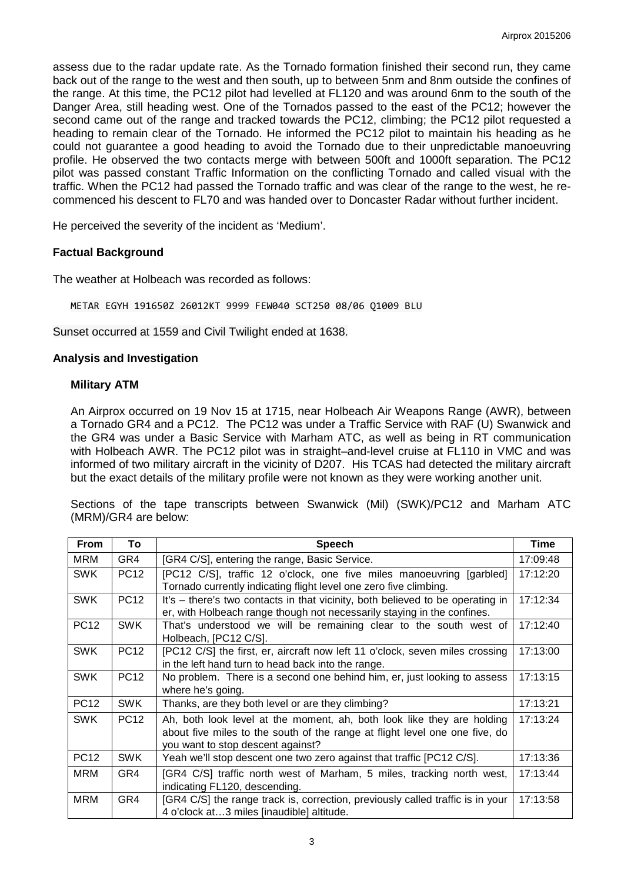assess due to the radar update rate. As the Tornado formation finished their second run, they came back out of the range to the west and then south, up to between 5nm and 8nm outside the confines of the range. At this time, the PC12 pilot had levelled at FL120 and was around 6nm to the south of the Danger Area, still heading west. One of the Tornados passed to the east of the PC12; however the second came out of the range and tracked towards the PC12, climbing; the PC12 pilot requested a heading to remain clear of the Tornado. He informed the PC12 pilot to maintain his heading as he could not guarantee a good heading to avoid the Tornado due to their unpredictable manoeuvring profile. He observed the two contacts merge with between 500ft and 1000ft separation. The PC12 pilot was passed constant Traffic Information on the conflicting Tornado and called visual with the traffic. When the PC12 had passed the Tornado traffic and was clear of the range to the west, he re-commenced his descent to FL70 and was handed over to Doncaster Radar without further incident.

He perceived the severity of the incident as 'Medium'.

## Factual Background

The weather at Holbeach was recorded as follows:

```
METAR EGYH 191650Z 26012KT 9999 FEW040 SCT250 08/06 Q1009 BLU
```

Sunset occurred at 1559 and Civil Twilight ended at 1638.

## Analysis and Investigation

### Military ATM

An Airprox occurred on 19 Nov 15 at 1715, near Holbeach Air Weapons Range (AWR), between a Tornado GR4 and a PC12. The PC12 was under a Traffic Service with RAF (U) Swanwick and the GR4 was under a Basic Service with Marham ATC, as well as being in RT communication with Holbeach AWR. The PC12 pilot was in straight–and-level cruise at FL110 in VMC and was informed of two military aircraft in the vicinity of D207. His TCAS had detected the military aircraft but the exact details of the military profile were not known as they were working another unit.

Sections of the tape transcripts between Swanwick (Mil) (SWK)/PC12 and Marham ATC (MRM)/GR4 are below:

| From | To | Speech | Time |
|---|---|---|---|
| MRM | GR4 | [GR4 C/S], entering the range, Basic Service. | 17:09:48 |
| SWK | PC12 | [PC12 C/S], traffic 12 o'clock, one five miles manoeuvring [garbled] Tornado currently indicating flight level one zero five climbing. | 17:12:20 |
| SWK | PC12 | It's – there's two contacts in that vicinity, both believed to be operating in er, with Holbeach range though not necessarily staying in the confines. | 17:12:34 |
| PC12 | SWK | That's understood we will be remaining clear to the south west of Holbeach, [PC12 C/S]. | 17:12:40 |
| SWK | PC12 | [PC12 C/S] the first, er, aircraft now left 11 o'clock, seven miles crossing in the left hand turn to head back into the range. | 17:13:00 |
| SWK | PC12 | No problem. There is a second one behind him, er, just looking to assess where he's going. | 17:13:15 |
| PC12 | SWK | Thanks, are they both level or are they climbing? | 17:13:21 |
| SWK | PC12 | Ah, both look level at the moment, ah, both look like they are holding about five miles to the south of the range at flight level one one five, do you want to stop descent against? | 17:13:24 |
| PC12 | SWK | Yeah we'll stop descent one two zero against that traffic [PC12 C/S]. | 17:13:36 |
| MRM | GR4 | [GR4 C/S] traffic north west of Marham, 5 miles, tracking north west, indicating FL120, descending. | 17:13:44 |
| MRM | GR4 | [GR4 C/S] the range track is, correction, previously called traffic is in your 4 o'clock at…3 miles [inaudible] altitude. | 17:13:58 |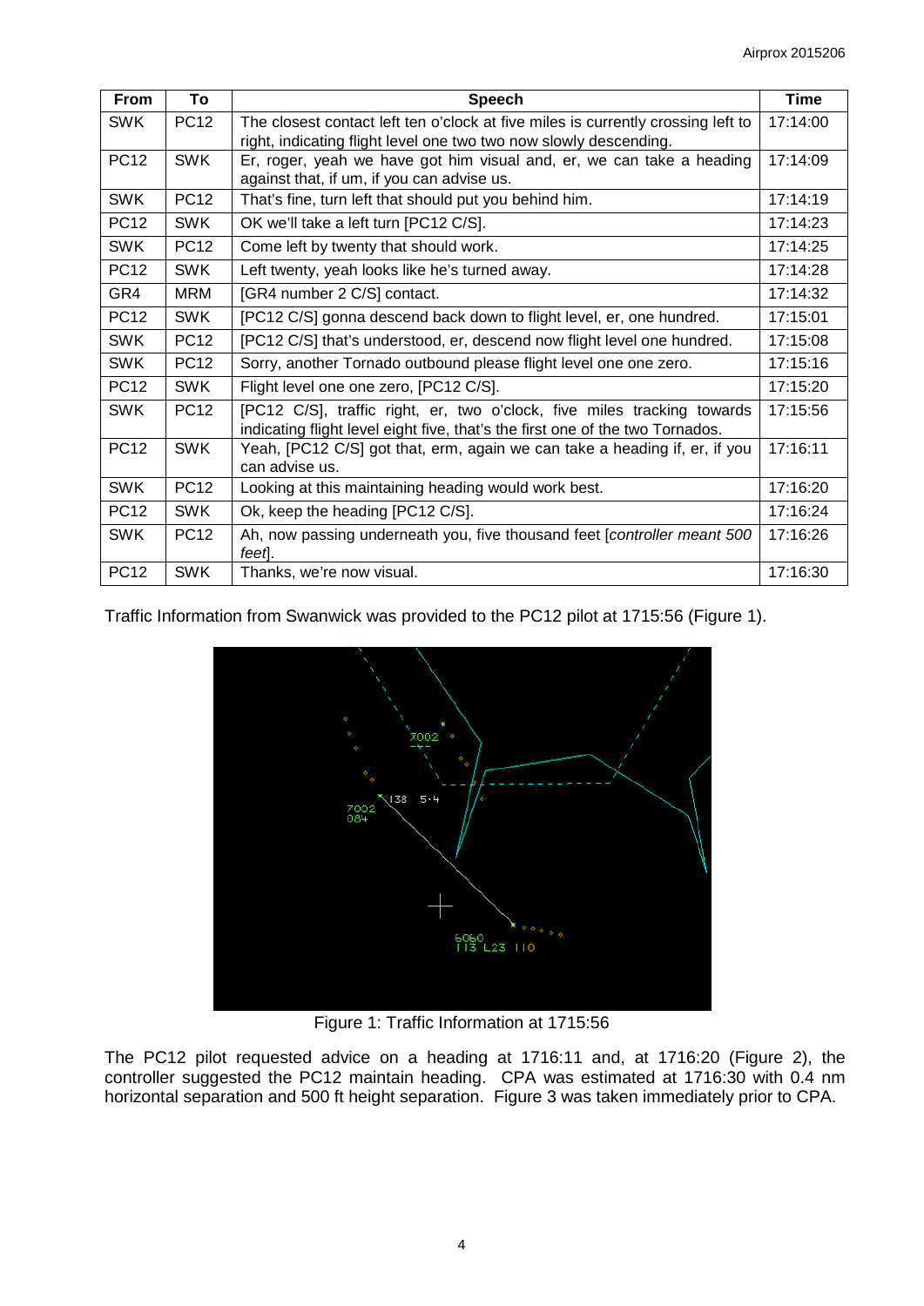| From | To | Speech | Time |
|---|---|---|---|
| SWK | PC12 | The closest contact left ten o'clock at five miles is currently crossing left to right, indicating flight level one two two now slowly descending. | 17:14:00 |
| PC12 | SWK | Er, roger, yeah we have got him visual and, er, we can take a heading against that, if um, if you can advise us. | 17:14:09 |
| SWK | PC12 | That's fine, turn left that should put you behind him. | 17:14:19 |
| PC12 | SWK | OK we'll take a left turn [PC12 C/S]. | 17:14:23 |
| SWK | PC12 | Come left by twenty that should work. | 17:14:25 |
| PC12 | SWK | Left twenty, yeah looks like he's turned away. | 17:14:28 |
| GR4 | MRM | [GR4 number 2 C/S] contact. | 17:14:32 |
| PC12 | SWK | [PC12 C/S] gonna descend back down to flight level, er, one hundred. | 17:15:01 |
| SWK | PC12 | [PC12 C/S] that's understood, er, descend now flight level one hundred. | 17:15:08 |
| SWK | PC12 | Sorry, another Tornado outbound please flight level one one zero. | 17:15:16 |
| PC12 | SWK | Flight level one one zero, [PC12 C/S]. | 17:15:20 |
| SWK | PC12 | [PC12 C/S], traffic right, er, two o'clock, five miles tracking towards indicating flight level eight five, that's the first one of the two Tornados. | 17:15:56 |
| PC12 | SWK | Yeah, [PC12 C/S] got that, erm, again we can take a heading if, er, if you can advise us. | 17:16:11 |
| SWK | PC12 | Looking at this maintaining heading would work best. | 17:16:20 |
| PC12 | SWK | Ok, keep the heading [PC12 C/S]. | 17:16:24 |
| SWK | PC12 | Ah, now passing underneath you, five thousand feet [*controller meant 500 feet*]. | 17:16:26 |
| PC12 | SWK | Thanks, we're now visual. | 17:16:30 |

Traffic Information from Swanwick was provided to the PC12 pilot at 1715:56 (Figure 1).

Figure 1: Traffic Information at 1715:56

The PC12 pilot requested advice on a heading at 1716:11 and, at 1716:20 (Figure 2), the controller suggested the PC12 maintain heading. CPA was estimated at 1716:30 with 0.4 nm horizontal separation and 500 ft height separation. Figure 3 was taken immediately prior to CPA.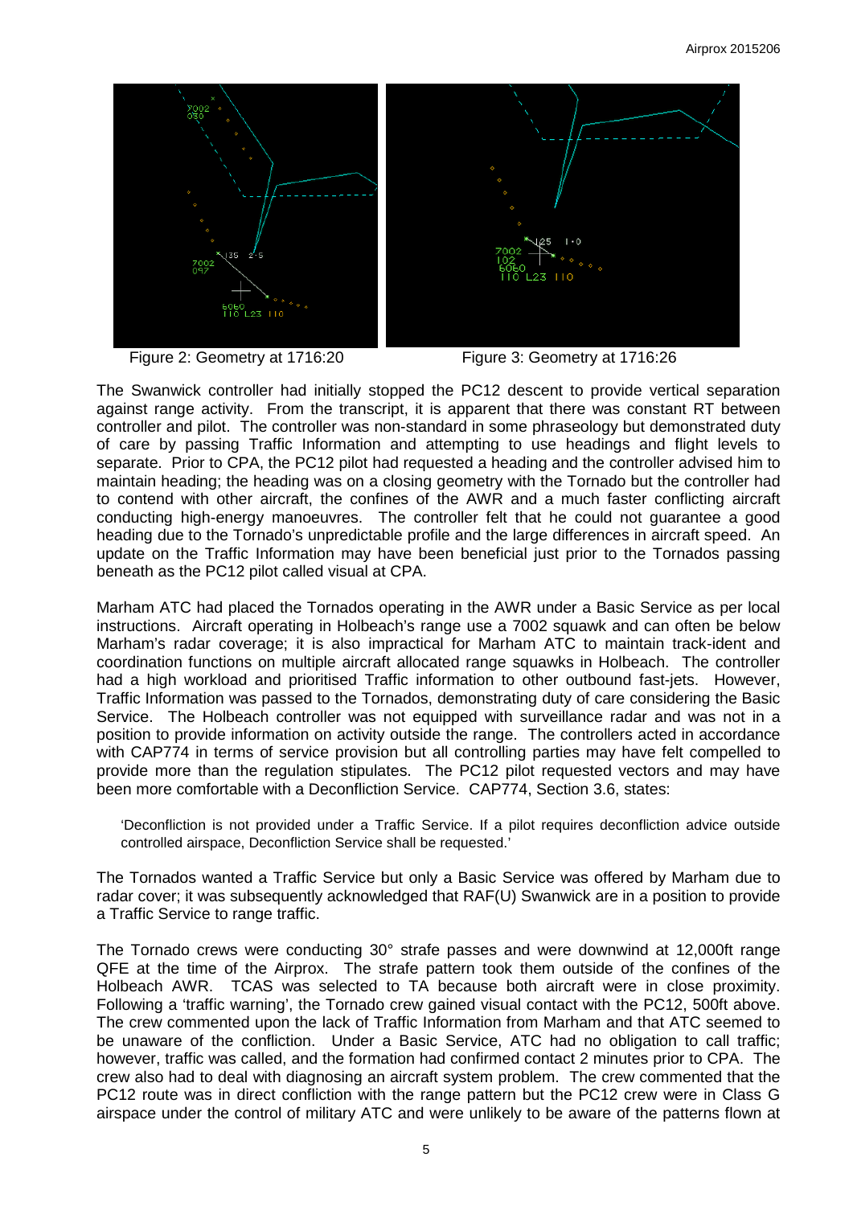Figure 2: Geometry at 1716:20

Figure 3: Geometry at 1716:26

The Swanwick controller had initially stopped the PC12 descent to provide vertical separation against range activity. From the transcript, it is apparent that there was constant RT between controller and pilot. The controller was non-standard in some phraseology but demonstrated duty of care by passing Traffic Information and attempting to use headings and flight levels to separate. Prior to CPA, the PC12 pilot had requested a heading and the controller advised him to maintain heading; the heading was on a closing geometry with the Tornado but the controller had to contend with other aircraft, the confines of the AWR and a much faster conflicting aircraft conducting high-energy manoeuvres. The controller felt that he could not guarantee a good heading due to the Tornado's unpredictable profile and the large differences in aircraft speed. An update on the Traffic Information may have been beneficial just prior to the Tornados passing beneath as the PC12 pilot called visual at CPA.

Marham ATC had placed the Tornados operating in the AWR under a Basic Service as per local instructions. Aircraft operating in Holbeach's range use a 7002 squawk and can often be below Marham's radar coverage; it is also impractical for Marham ATC to maintain track-ident and coordination functions on multiple aircraft allocated range squawks in Holbeach. The controller had a high workload and prioritised Traffic information to other outbound fast-jets. However, Traffic Information was passed to the Tornados, demonstrating duty of care considering the Basic Service. The Holbeach controller was not equipped with surveillance radar and was not in a position to provide information on activity outside the range. The controllers acted in accordance with CAP774 in terms of service provision but all controlling parties may have felt compelled to provide more than the regulation stipulates. The PC12 pilot requested vectors and may have been more comfortable with a Deconfliction Service. CAP774, Section 3.6, states:

> 'Deconfliction is not provided under a Traffic Service. If a pilot requires deconfliction advice outside controlled airspace, Deconfliction Service shall be requested.'

The Tornados wanted a Traffic Service but only a Basic Service was offered by Marham due to radar cover; it was subsequently acknowledged that RAF(U) Swanwick are in a position to provide a Traffic Service to range traffic.

The Tornado crews were conducting 30° strafe passes and were downwind at 12,000ft range QFE at the time of the Airprox. The strafe pattern took them outside of the confines of the Holbeach AWR. TCAS was selected to TA because both aircraft were in close proximity. Following a 'traffic warning', the Tornado crew gained visual contact with the PC12, 500ft above. The crew commented upon the lack of Traffic Information from Marham and that ATC seemed to be unaware of the confliction. Under a Basic Service, ATC had no obligation to call traffic; however, traffic was called, and the formation had confirmed contact 2 minutes prior to CPA. The crew also had to deal with diagnosing an aircraft system problem. The crew commented that the PC12 route was in direct confliction with the range pattern but the PC12 crew were in Class G airspace under the control of military ATC and were unlikely to be aware of the patterns flown at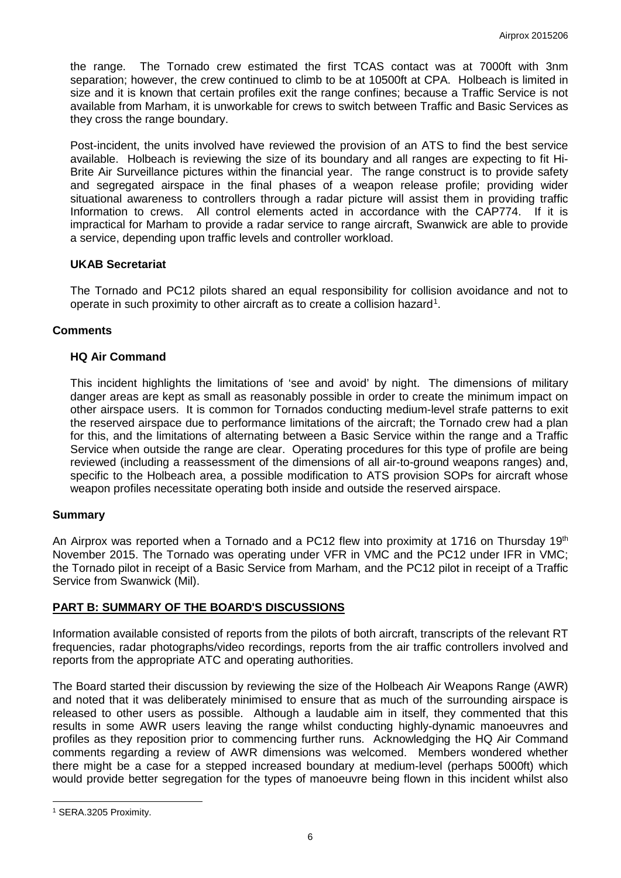the range. The Tornado crew estimated the first TCAS contact was at 7000ft with 3nm separation; however, the crew continued to climb to be at 10500ft at CPA. Holbeach is limited in size and it is known that certain profiles exit the range confines; because a Traffic Service is not available from Marham, it is unworkable for crews to switch between Traffic and Basic Services as they cross the range boundary.

Post-incident, the units involved have reviewed the provision of an ATS to find the best service available. Holbeach is reviewing the size of its boundary and all ranges are expecting to fit Hi-Brite Air Surveillance pictures within the financial year. The range construct is to provide safety and segregated airspace in the final phases of a weapon release profile; providing wider situational awareness to controllers through a radar picture will assist them in providing traffic Information to crews. All control elements acted in accordance with the CAP774. If it is impractical for Marham to provide a radar service to range aircraft, Swanwick are able to provide a service, depending upon traffic levels and controller workload.

### UKAB Secretariat

The Tornado and PC12 pilots shared an equal responsibility for collision avoidance and not to operate in such proximity to other aircraft as to create a collision hazard[1].

## Comments

### HQ Air Command

This incident highlights the limitations of 'see and avoid' by night. The dimensions of military danger areas are kept as small as reasonably possible in order to create the minimum impact on other airspace users. It is common for Tornados conducting medium-level strafe patterns to exit the reserved airspace due to performance limitations of the aircraft; the Tornado crew had a plan for this, and the limitations of alternating between a Basic Service within the range and a Traffic Service when outside the range are clear. Operating procedures for this type of profile are being reviewed (including a reassessment of the dimensions of all air-to-ground weapons ranges) and, specific to the Holbeach area, a possible modification to ATS provision SOPs for aircraft whose weapon profiles necessitate operating both inside and outside the reserved airspace.

## Summary

An Airprox was reported when a Tornado and a PC12 flew into proximity at 1716 on Thursday 19th November 2015. The Tornado was operating under VFR in VMC and the PC12 under IFR in VMC; the Tornado pilot in receipt of a Basic Service from Marham, and the PC12 pilot in receipt of a Traffic Service from Swanwick (Mil).

## PART B: SUMMARY OF THE BOARD'S DISCUSSIONS

Information available consisted of reports from the pilots of both aircraft, transcripts of the relevant RT frequencies, radar photographs/video recordings, reports from the air traffic controllers involved and reports from the appropriate ATC and operating authorities.

The Board started their discussion by reviewing the size of the Holbeach Air Weapons Range (AWR) and noted that it was deliberately minimised to ensure that as much of the surrounding airspace is released to other users as possible. Although a laudable aim in itself, they commented that this results in some AWR users leaving the range whilst conducting highly-dynamic manoeuvres and profiles as they reposition prior to commencing further runs. Acknowledging the HQ Air Command comments regarding a review of AWR dimensions was welcomed. Members wondered whether there might be a case for a stepped increased boundary at medium-level (perhaps 5000ft) which would provide better segregation for the types of manoeuvre being flown in this incident whilst also

[1] SERA.3205 Proximity.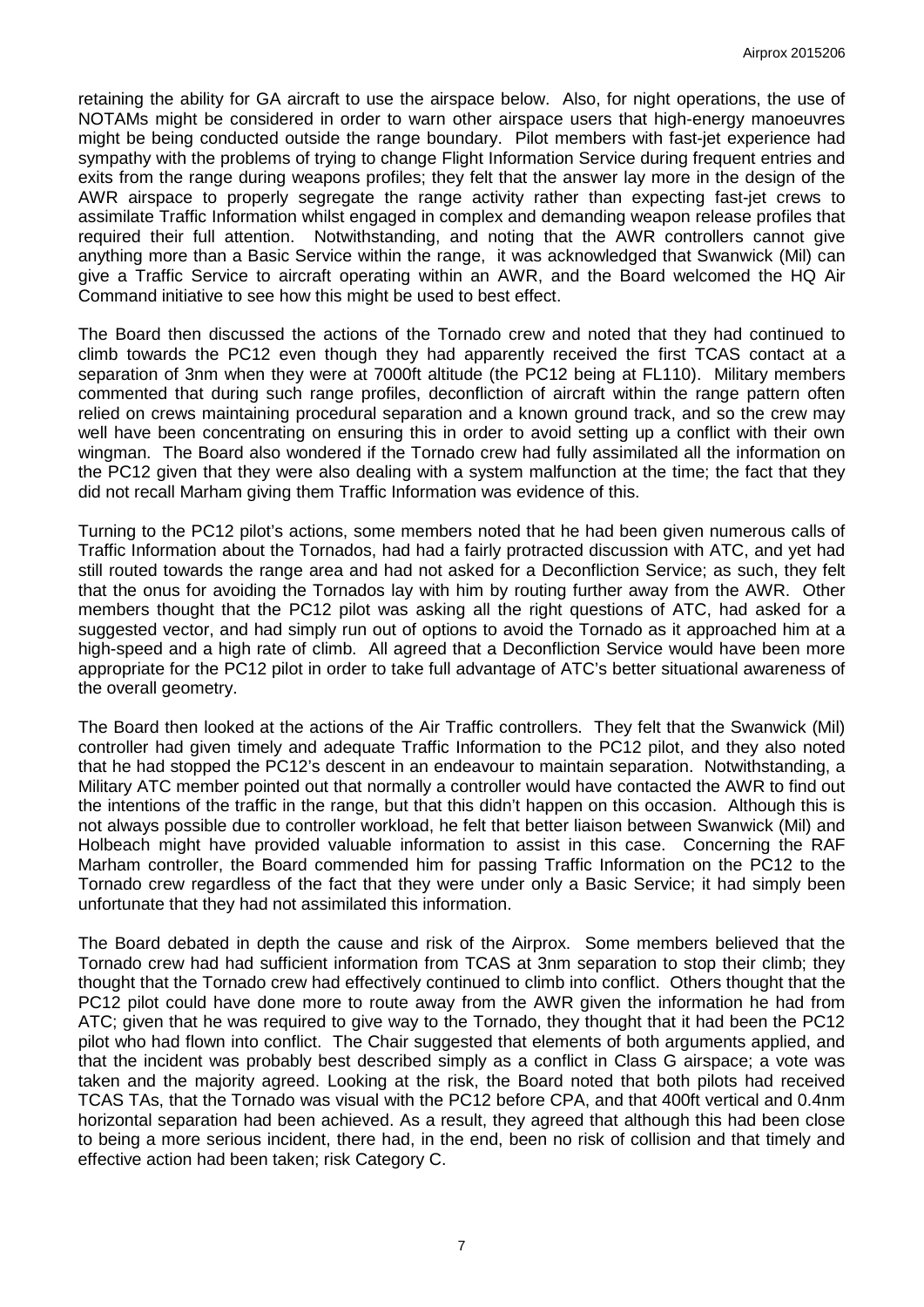retaining the ability for GA aircraft to use the airspace below. Also, for night operations, the use of NOTAMs might be considered in order to warn other airspace users that high-energy manoeuvres might be being conducted outside the range boundary. Pilot members with fast-jet experience had sympathy with the problems of trying to change Flight Information Service during frequent entries and exits from the range during weapons profiles; they felt that the answer lay more in the design of the AWR airspace to properly segregate the range activity rather than expecting fast-jet crews to assimilate Traffic Information whilst engaged in complex and demanding weapon release profiles that required their full attention. Notwithstanding, and noting that the AWR controllers cannot give anything more than a Basic Service within the range, it was acknowledged that Swanwick (Mil) can give a Traffic Service to aircraft operating within an AWR, and the Board welcomed the HQ Air Command initiative to see how this might be used to best effect.

The Board then discussed the actions of the Tornado crew and noted that they had continued to climb towards the PC12 even though they had apparently received the first TCAS contact at a separation of 3nm when they were at 7000ft altitude (the PC12 being at FL110). Military members commented that during such range profiles, deconfliction of aircraft within the range pattern often relied on crews maintaining procedural separation and a known ground track, and so the crew may well have been concentrating on ensuring this in order to avoid setting up a conflict with their own wingman. The Board also wondered if the Tornado crew had fully assimilated all the information on the PC12 given that they were also dealing with a system malfunction at the time; the fact that they did not recall Marham giving them Traffic Information was evidence of this.

Turning to the PC12 pilot's actions, some members noted that he had been given numerous calls of Traffic Information about the Tornados, had had a fairly protracted discussion with ATC, and yet had still routed towards the range area and had not asked for a Deconfliction Service; as such, they felt that the onus for avoiding the Tornados lay with him by routing further away from the AWR. Other members thought that the PC12 pilot was asking all the right questions of ATC, had asked for a suggested vector, and had simply run out of options to avoid the Tornado as it approached him at a high-speed and a high rate of climb. All agreed that a Deconfliction Service would have been more appropriate for the PC12 pilot in order to take full advantage of ATC's better situational awareness of the overall geometry.

The Board then looked at the actions of the Air Traffic controllers. They felt that the Swanwick (Mil) controller had given timely and adequate Traffic Information to the PC12 pilot, and they also noted that he had stopped the PC12's descent in an endeavour to maintain separation. Notwithstanding, a Military ATC member pointed out that normally a controller would have contacted the AWR to find out the intentions of the traffic in the range, but that this didn't happen on this occasion. Although this is not always possible due to controller workload, he felt that better liaison between Swanwick (Mil) and Holbeach might have provided valuable information to assist in this case. Concerning the RAF Marham controller, the Board commended him for passing Traffic Information on the PC12 to the Tornado crew regardless of the fact that they were under only a Basic Service; it had simply been unfortunate that they had not assimilated this information.

The Board debated in depth the cause and risk of the Airprox. Some members believed that the Tornado crew had had sufficient information from TCAS at 3nm separation to stop their climb; they thought that the Tornado crew had effectively continued to climb into conflict. Others thought that the PC12 pilot could have done more to route away from the AWR given the information he had from ATC; given that he was required to give way to the Tornado, they thought that it had been the PC12 pilot who had flown into conflict. The Chair suggested that elements of both arguments applied, and that the incident was probably best described simply as a conflict in Class G airspace; a vote was taken and the majority agreed. Looking at the risk, the Board noted that both pilots had received TCAS TAs, that the Tornado was visual with the PC12 before CPA, and that 400ft vertical and 0.4nm horizontal separation had been achieved. As a result, they agreed that although this had been close to being a more serious incident, there had, in the end, been no risk of collision and that timely and effective action had been taken; risk Category C.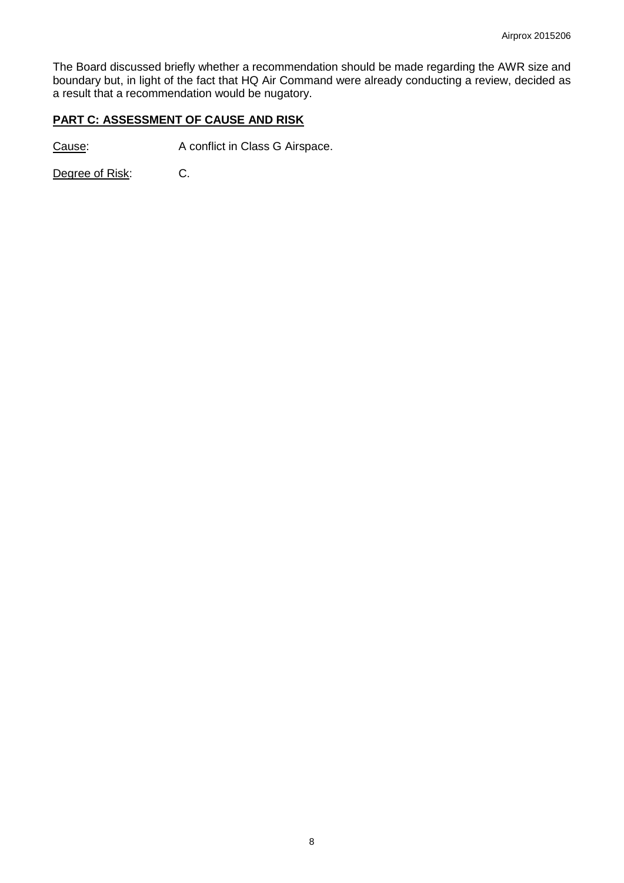The Board discussed briefly whether a recommendation should be made regarding the AWR size and boundary but, in light of the fact that HQ Air Command were already conducting a review, decided as a result that a recommendation would be nugatory.

## PART C: ASSESSMENT OF CAUSE AND RISK

Cause: A conflict in Class G Airspace.

Degree of Risk: C.